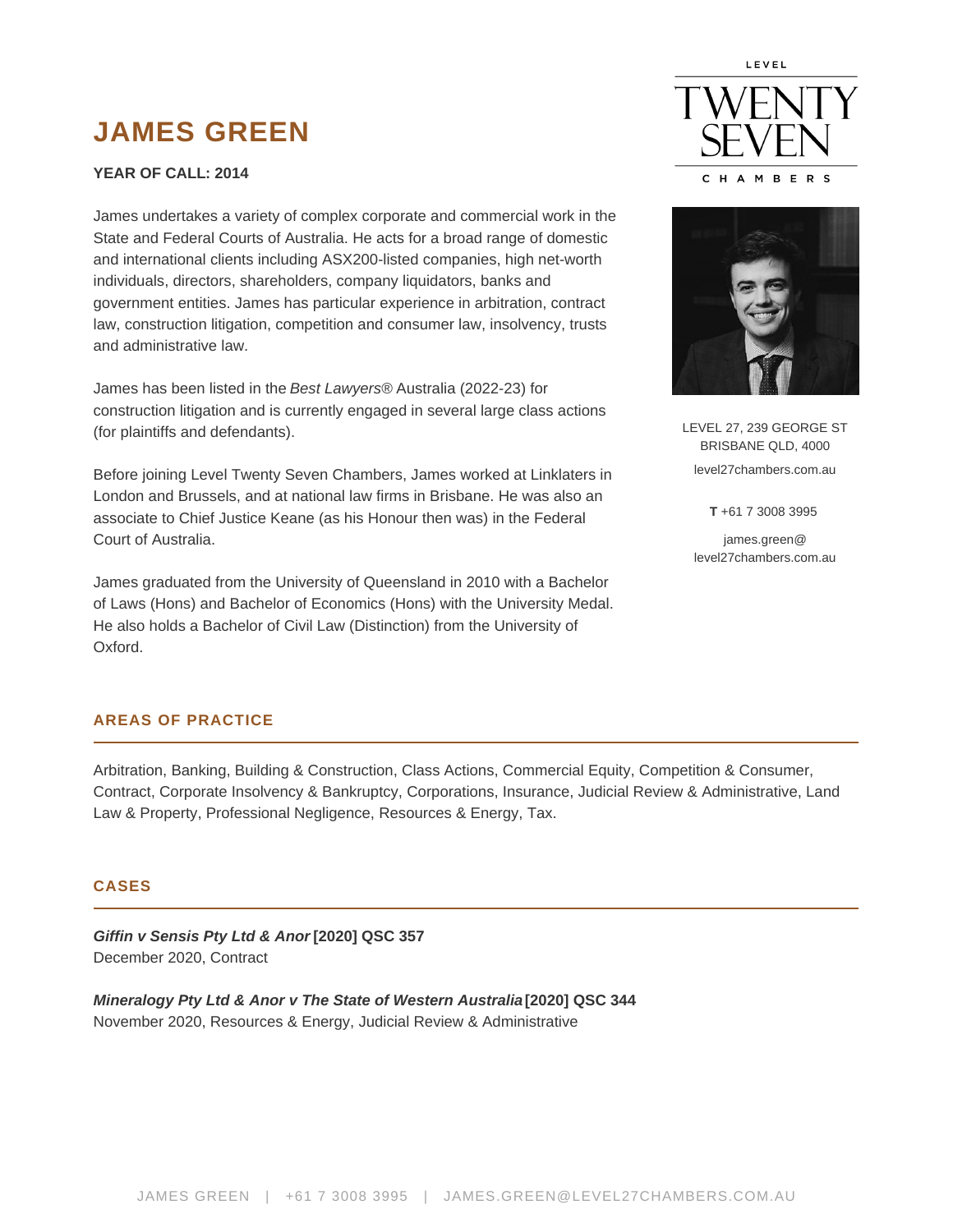# JAMES GREEN

**YEAR OF CALL: 2014**

James undertakes a variety of complex corporate and commercial work in the State and Federal Courts of Australia. He acts for a broad range of domestic and international clients including ASX200-listed companies, high net-worth individuals, directors, shareholders, company liquidators, banks and government entities. James has particular experience in arbitration, contract law, construction litigation, competition and consumer law, insolvency, trusts and administrative law.

James has been listed in the *Best Lawyers®* Australia (2022-23) for construction litigation and is currently engaged in several large class actions (for plaintiffs and defendants).

Before joining Level Twenty Seven Chambers, James worked at Linklaters in London and Brussels, and at national law firms in Brisbane. He was also an associate to Chief Justice Keane (as his Honour then was) in the Federal Court of Australia.

James graduated from the University of Queensland in 2010 with a Bachelor of Laws (Hons) and Bachelor of Economics (Hons) with the University Medal. He also holds a Bachelor of Civil Law (Distinction) from the University of Oxford.

LEVEL TWENTY SEVEN CHAMBERS

LEVEL 27, 239 GEORGE ST
BRISBANE QLD, 4000

level27chambers.com.au

**T** +61 7 3008 3995

james.green@level27chambers.com.au

## AREAS OF PRACTICE

Arbitration, Banking, Building & Construction, Class Actions, Commercial Equity, Competition & Consumer, Contract, Corporate Insolvency & Bankruptcy, Corporations, Insurance, Judicial Review & Administrative, Land Law & Property, Professional Negligence, Resources & Energy, Tax.

## CASES

***Giffin v Sensis Pty Ltd & Anor* [2020] QSC 357**
December 2020, Contract

***Mineralogy Pty Ltd & Anor v The State of Western Australia* [2020] QSC 344**
November 2020, Resources & Energy, Judicial Review & Administrative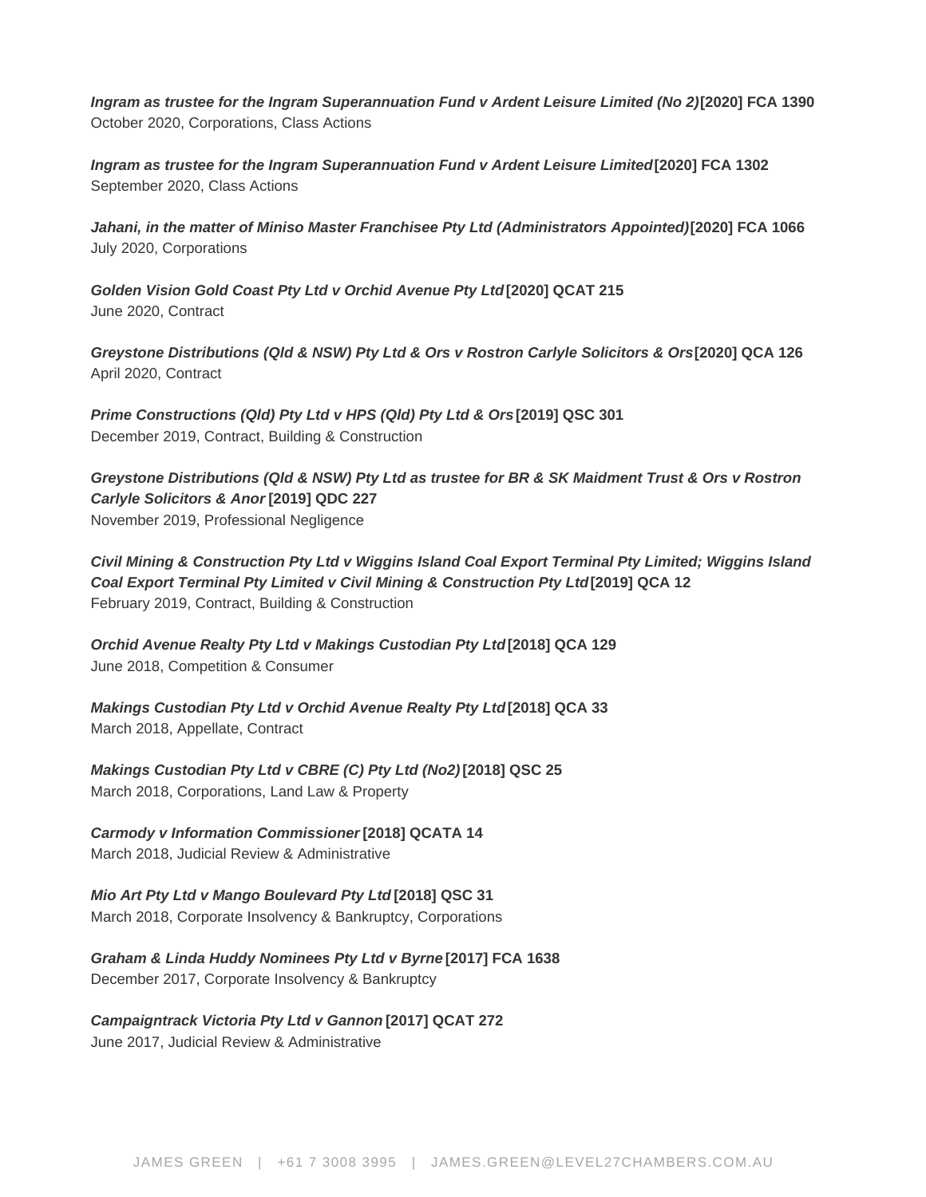***Ingram as trustee for the Ingram Superannuation Fund v Ardent Leisure Limited (No 2)*** **[2020] FCA 1390**
October 2020, Corporations, Class Actions

***Ingram as trustee for the Ingram Superannuation Fund v Ardent Leisure Limited*** **[2020] FCA 1302**
September 2020, Class Actions

***Jahani, in the matter of Miniso Master Franchisee Pty Ltd (Administrators Appointed)*** **[2020] FCA 1066**
July 2020, Corporations

***Golden Vision Gold Coast Pty Ltd v Orchid Avenue Pty Ltd*** **[2020] QCAT 215**
June 2020, Contract

***Greystone Distributions (Qld & NSW) Pty Ltd & Ors v Rostron Carlyle Solicitors & Ors*** **[2020] QCA 126**
April 2020, Contract

***Prime Constructions (Qld) Pty Ltd v HPS (Qld) Pty Ltd & Ors*** **[2019] QSC 301**
December 2019, Contract, Building & Construction

***Greystone Distributions (Qld & NSW) Pty Ltd as trustee for BR & SK Maidment Trust & Ors v Rostron Carlyle Solicitors & Anor*** **[2019] QDC 227**
November 2019, Professional Negligence

***Civil Mining & Construction Pty Ltd v Wiggins Island Coal Export Terminal Pty Limited; Wiggins Island Coal Export Terminal Pty Limited v Civil Mining & Construction Pty Ltd*** **[2019] QCA 12**
February 2019, Contract, Building & Construction

***Orchid Avenue Realty Pty Ltd v Makings Custodian Pty Ltd*** **[2018] QCA 129**
June 2018, Competition & Consumer

***Makings Custodian Pty Ltd v Orchid Avenue Realty Pty Ltd*** **[2018] QCA 33**
March 2018, Appellate, Contract

***Makings Custodian Pty Ltd v CBRE (C) Pty Ltd (No2)*** **[2018] QSC 25**
March 2018, Corporations, Land Law & Property

***Carmody v Information Commissioner*** **[2018] QCATA 14**
March 2018, Judicial Review & Administrative

***Mio Art Pty Ltd v Mango Boulevard Pty Ltd*** **[2018] QSC 31**
March 2018, Corporate Insolvency & Bankruptcy, Corporations

***Graham & Linda Huddy Nominees Pty Ltd v Byrne*** **[2017] FCA 1638**
December 2017, Corporate Insolvency & Bankruptcy

***Campaigntrack Victoria Pty Ltd v Gannon*** **[2017] QCAT 272**
June 2017, Judicial Review & Administrative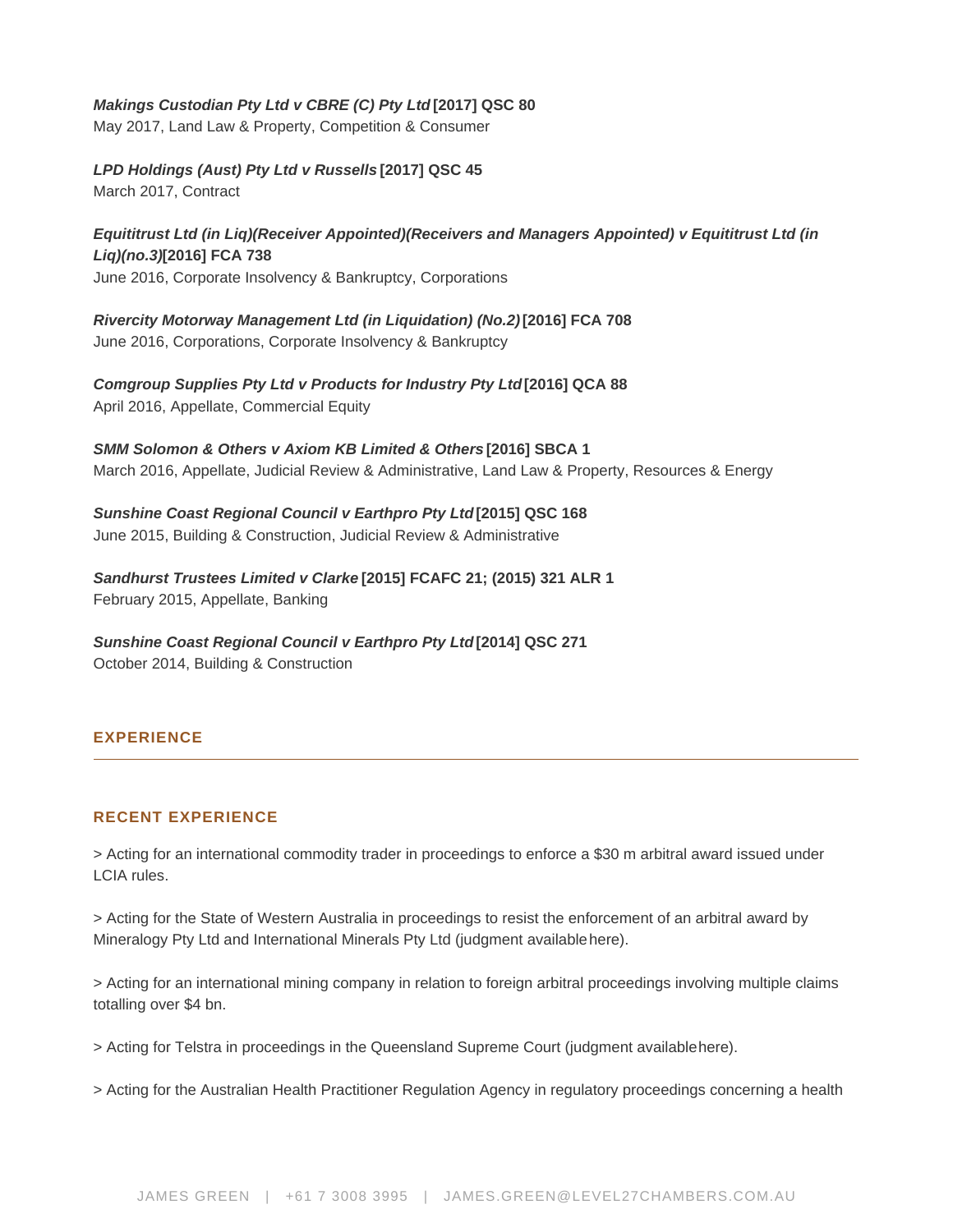***Makings Custodian Pty Ltd v CBRE (C) Pty Ltd* [2017] QSC 80**
May 2017, Land Law & Property, Competition & Consumer

***LPD Holdings (Aust) Pty Ltd v Russells* [2017] QSC 45**
March 2017, Contract

***Equititrust Ltd (in Liq)(Receiver Appointed)(Receivers and Managers Appointed) v Equititrust Ltd (in Liq)(no.3)*[2016] FCA 738**
June 2016, Corporate Insolvency & Bankruptcy, Corporations

***Rivercity Motorway Management Ltd (in Liquidation) (No.2)* [2016] FCA 708**
June 2016, Corporations, Corporate Insolvency & Bankruptcy

***Comgroup Supplies Pty Ltd v Products for Industry Pty Ltd* [2016] QCA 88**
April 2016, Appellate, Commercial Equity

***SMM Solomon & Others v Axiom KB Limited & Others* [2016] SBCA 1**
March 2016, Appellate, Judicial Review & Administrative, Land Law & Property, Resources & Energy

***Sunshine Coast Regional Council v Earthpro Pty Ltd* [2015] QSC 168**
June 2015, Building & Construction, Judicial Review & Administrative

***Sandhurst Trustees Limited v Clarke* [2015] FCAFC 21; (2015) 321 ALR 1**
February 2015, Appellate, Banking

***Sunshine Coast Regional Council v Earthpro Pty Ltd* [2014] QSC 271**
October 2014, Building & Construction

## EXPERIENCE

### RECENT EXPERIENCE

> Acting for an international commodity trader in proceedings to enforce a $30 m arbitral award issued under LCIA rules.

> Acting for the State of Western Australia in proceedings to resist the enforcement of an arbitral award by Mineralogy Pty Ltd and International Minerals Pty Ltd (judgment available here).

> Acting for an international mining company in relation to foreign arbitral proceedings involving multiple claims totalling over $4 bn.

> Acting for Telstra in proceedings in the Queensland Supreme Court (judgment available here).

> Acting for the Australian Health Practitioner Regulation Agency in regulatory proceedings concerning a health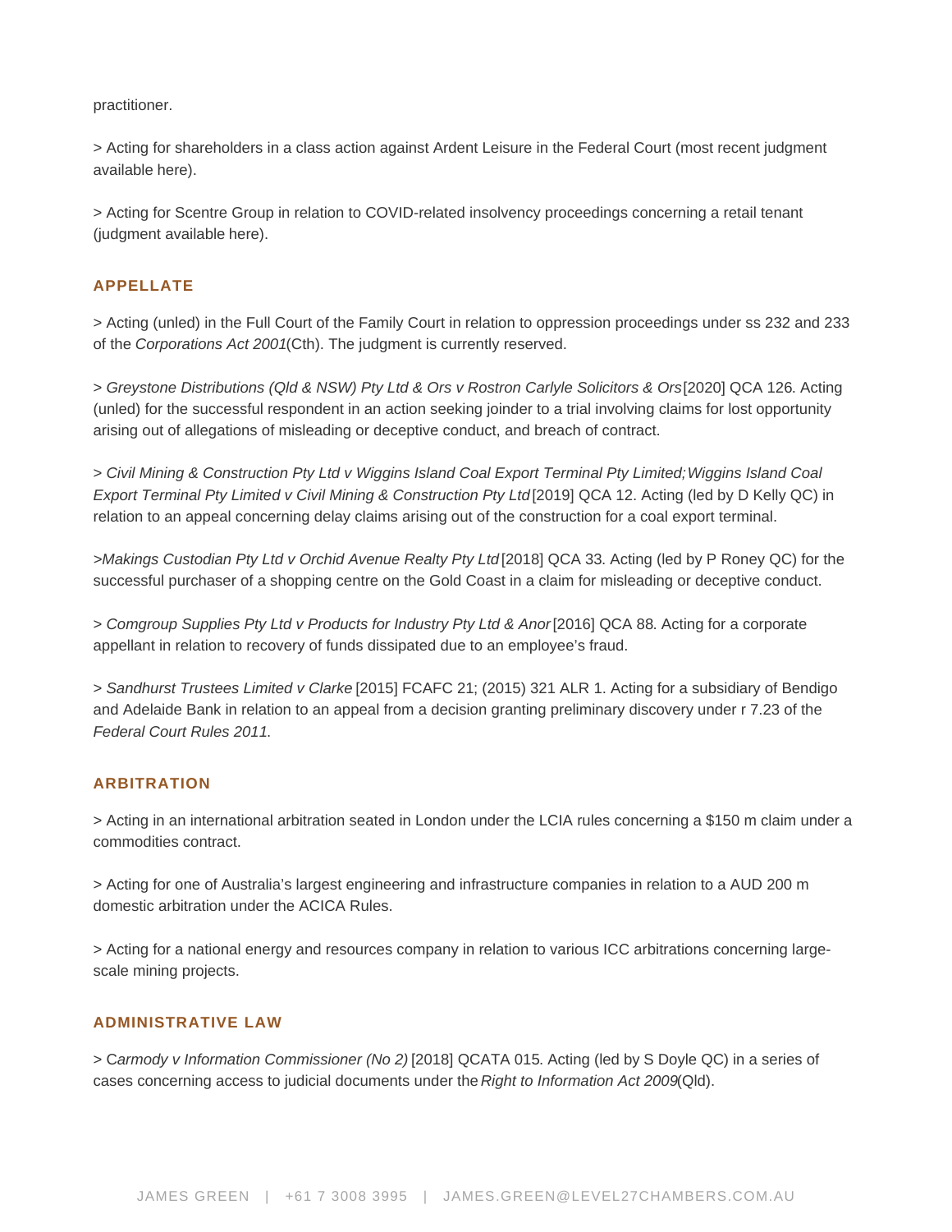practitioner.

> Acting for shareholders in a class action against Ardent Leisure in the Federal Court (most recent judgment available here).

> Acting for Scentre Group in relation to COVID-related insolvency proceedings concerning a retail tenant (judgment available here).

## APPELLATE

> Acting (unled) in the Full Court of the Family Court in relation to oppression proceedings under ss 232 and 233 of the *Corporations Act 2001* (Cth). The judgment is currently reserved.

> *Greystone Distributions (Qld & NSW) Pty Ltd & Ors v Rostron Carlyle Solicitors & Ors* [2020] QCA 126. Acting (unled) for the successful respondent in an action seeking joinder to a trial involving claims for lost opportunity arising out of allegations of misleading or deceptive conduct, and breach of contract.

> *Civil Mining & Construction Pty Ltd v Wiggins Island Coal Export Terminal Pty Limited; Wiggins Island Coal Export Terminal Pty Limited v Civil Mining & Construction Pty Ltd* [2019] QCA 12. Acting (led by D Kelly QC) in relation to an appeal concerning delay claims arising out of the construction for a coal export terminal.

> *Makings Custodian Pty Ltd v Orchid Avenue Realty Pty Ltd* [2018] QCA 33. Acting (led by P Roney QC) for the successful purchaser of a shopping centre on the Gold Coast in a claim for misleading or deceptive conduct.

> *Comgroup Supplies Pty Ltd v Products for Industry Pty Ltd & Anor* [2016] QCA 88. Acting for a corporate appellant in relation to recovery of funds dissipated due to an employee's fraud.

> *Sandhurst Trustees Limited v Clarke* [2015] FCAFC 21; (2015) 321 ALR 1. Acting for a subsidiary of Bendigo and Adelaide Bank in relation to an appeal from a decision granting preliminary discovery under r 7.23 of the *Federal Court Rules 2011*.

## ARBITRATION

> Acting in an international arbitration seated in London under the LCIA rules concerning a $150 m claim under a commodities contract.

> Acting for one of Australia's largest engineering and infrastructure companies in relation to a AUD 200 m domestic arbitration under the ACICA Rules.

> Acting for a national energy and resources company in relation to various ICC arbitrations concerning large-scale mining projects.

## ADMINISTRATIVE LAW

> *Carmody v Information Commissioner (No 2)* [2018] QCATA 015. Acting (led by S Doyle QC) in a series of cases concerning access to judicial documents under the *Right to Information Act 2009* (Qld).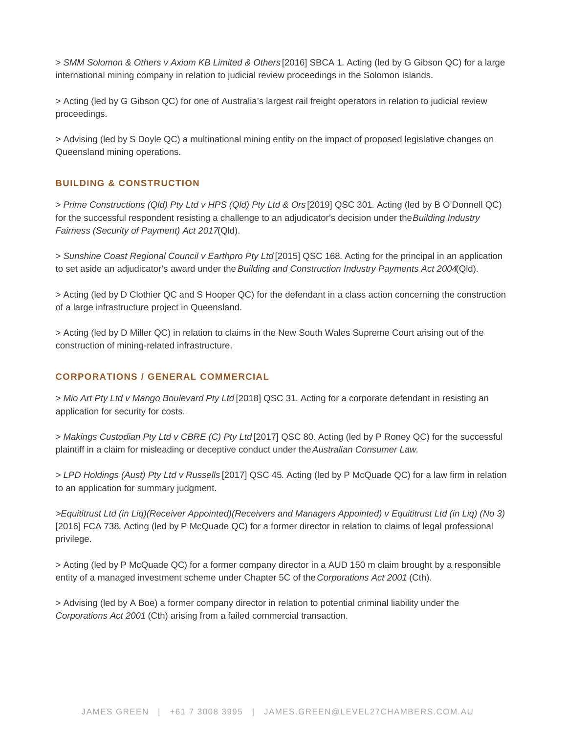> *SMM Solomon & Others v Axiom KB Limited & Others* [2016] SBCA 1. Acting (led by G Gibson QC) for a large international mining company in relation to judicial review proceedings in the Solomon Islands.

> Acting (led by G Gibson QC) for one of Australia's largest rail freight operators in relation to judicial review proceedings.

> Advising (led by S Doyle QC) a multinational mining entity on the impact of proposed legislative changes on Queensland mining operations.

## BUILDING & CONSTRUCTION

> *Prime Constructions (Qld) Pty Ltd v HPS (Qld) Pty Ltd & Ors* [2019] QSC 301. Acting (led by B O'Donnell QC) for the successful respondent resisting a challenge to an adjudicator's decision under the *Building Industry Fairness (Security of Payment) Act 2017* (Qld).

> *Sunshine Coast Regional Council v Earthpro Pty Ltd* [2015] QSC 168. Acting for the principal in an application to set aside an adjudicator's award under the *Building and Construction Industry Payments Act 2004* (Qld).

> Acting (led by D Clothier QC and S Hooper QC) for the defendant in a class action concerning the construction of a large infrastructure project in Queensland.

> Acting (led by D Miller QC) in relation to claims in the New South Wales Supreme Court arising out of the construction of mining-related infrastructure.

## CORPORATIONS / GENERAL COMMERCIAL

> *Mio Art Pty Ltd v Mango Boulevard Pty Ltd* [2018] QSC 31. Acting for a corporate defendant in resisting an application for security for costs.

> *Makings Custodian Pty Ltd v CBRE (C) Pty Ltd* [2017] QSC 80. Acting (led by P Roney QC) for the successful plaintiff in a claim for misleading or deceptive conduct under the *Australian Consumer Law*.

> *LPD Holdings (Aust) Pty Ltd v Russells* [2017] QSC 45. Acting (led by P McQuade QC) for a law firm in relation to an application for summary judgment.

> *Equititrust Ltd (in Liq)(Receiver Appointed)(Receivers and Managers Appointed) v Equititrust Ltd (in Liq) (No 3)* [2016] FCA 738. Acting (led by P McQuade QC) for a former director in relation to claims of legal professional privilege.

> Acting (led by P McQuade QC) for a former company director in a AUD 150 m claim brought by a responsible entity of a managed investment scheme under Chapter 5C of the *Corporations Act 2001* (Cth).

> Advising (led by A Boe) a former company director in relation to potential criminal liability under the *Corporations Act 2001* (Cth) arising from a failed commercial transaction.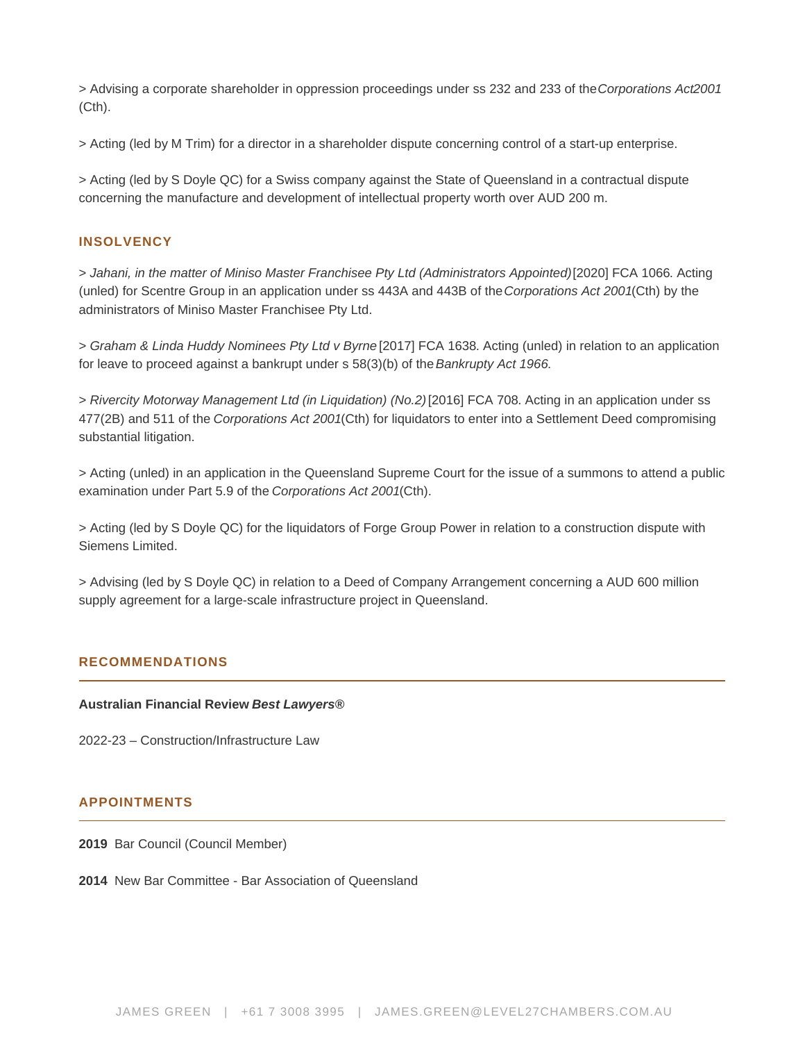> Advising a corporate shareholder in oppression proceedings under ss 232 and 233 of the *Corporations Act 2001* (Cth).

> Acting (led by M Trim) for a director in a shareholder dispute concerning control of a start-up enterprise.

> Acting (led by S Doyle QC) for a Swiss company against the State of Queensland in a contractual dispute concerning the manufacture and development of intellectual property worth over AUD 200 m.

## INSOLVENCY

> *Jahani, in the matter of Miniso Master Franchisee Pty Ltd (Administrators Appointed)* [2020] FCA 1066. Acting (unled) for Scentre Group in an application under ss 443A and 443B of the *Corporations Act 2001* (Cth) by the administrators of Miniso Master Franchisee Pty Ltd.

> *Graham & Linda Huddy Nominees Pty Ltd v Byrne* [2017] FCA 1638. Acting (unled) in relation to an application for leave to proceed against a bankrupt under s 58(3)(b) of the *Bankrupty Act 1966.*

> *Rivercity Motorway Management Ltd (in Liquidation) (No.2)* [2016] FCA 708. Acting in an application under ss 477(2B) and 511 of the *Corporations Act 2001* (Cth) for liquidators to enter into a Settlement Deed compromising substantial litigation.

> Acting (unled) in an application in the Queensland Supreme Court for the issue of a summons to attend a public examination under Part 5.9 of the *Corporations Act 2001* (Cth).

> Acting (led by S Doyle QC) for the liquidators of Forge Group Power in relation to a construction dispute with Siemens Limited.

> Advising (led by S Doyle QC) in relation to a Deed of Company Arrangement concerning a AUD 600 million supply agreement for a large-scale infrastructure project in Queensland.

## RECOMMENDATIONS

**Australian Financial Review *Best Lawyers®***

2022-23 – Construction/Infrastructure Law

## APPOINTMENTS

**2019** Bar Council (Council Member)

**2014** New Bar Committee - Bar Association of Queensland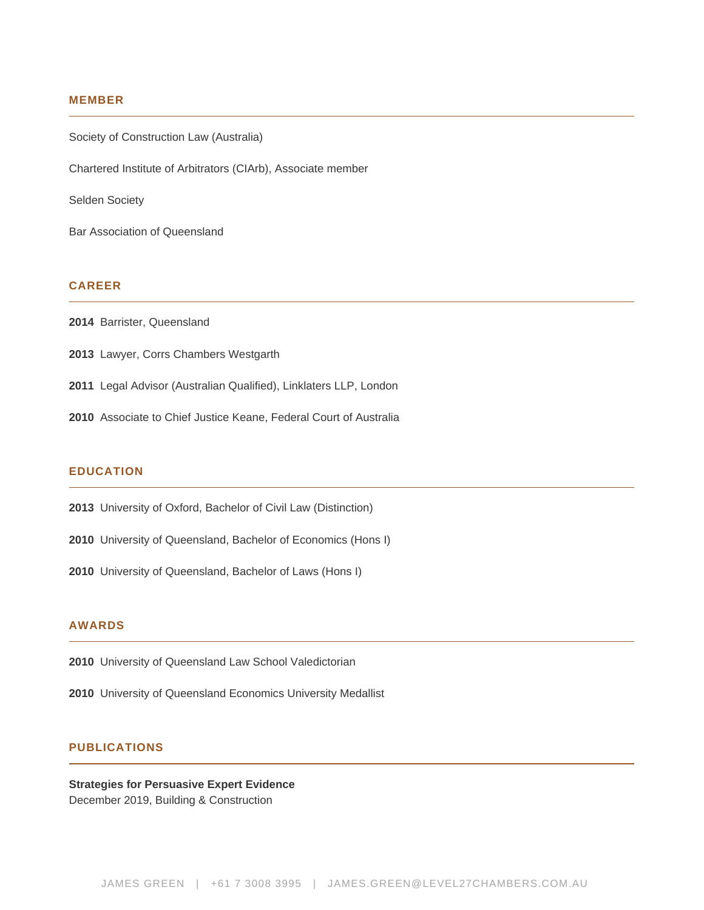## MEMBER

Society of Construction Law (Australia)

Chartered Institute of Arbitrators (CIArb), Associate member

Selden Society

Bar Association of Queensland

## CAREER

**2014** Barrister, Queensland

**2013** Lawyer, Corrs Chambers Westgarth

**2011** Legal Advisor (Australian Qualified), Linklaters LLP, London

**2010** Associate to Chief Justice Keane, Federal Court of Australia

## EDUCATION

**2013** University of Oxford, Bachelor of Civil Law (Distinction)

**2010** University of Queensland, Bachelor of Economics (Hons I)

**2010** University of Queensland, Bachelor of Laws (Hons I)

## AWARDS

**2010** University of Queensland Law School Valedictorian

**2010** University of Queensland Economics University Medallist

## PUBLICATIONS

**Strategies for Persuasive Expert Evidence**
December 2019, Building & Construction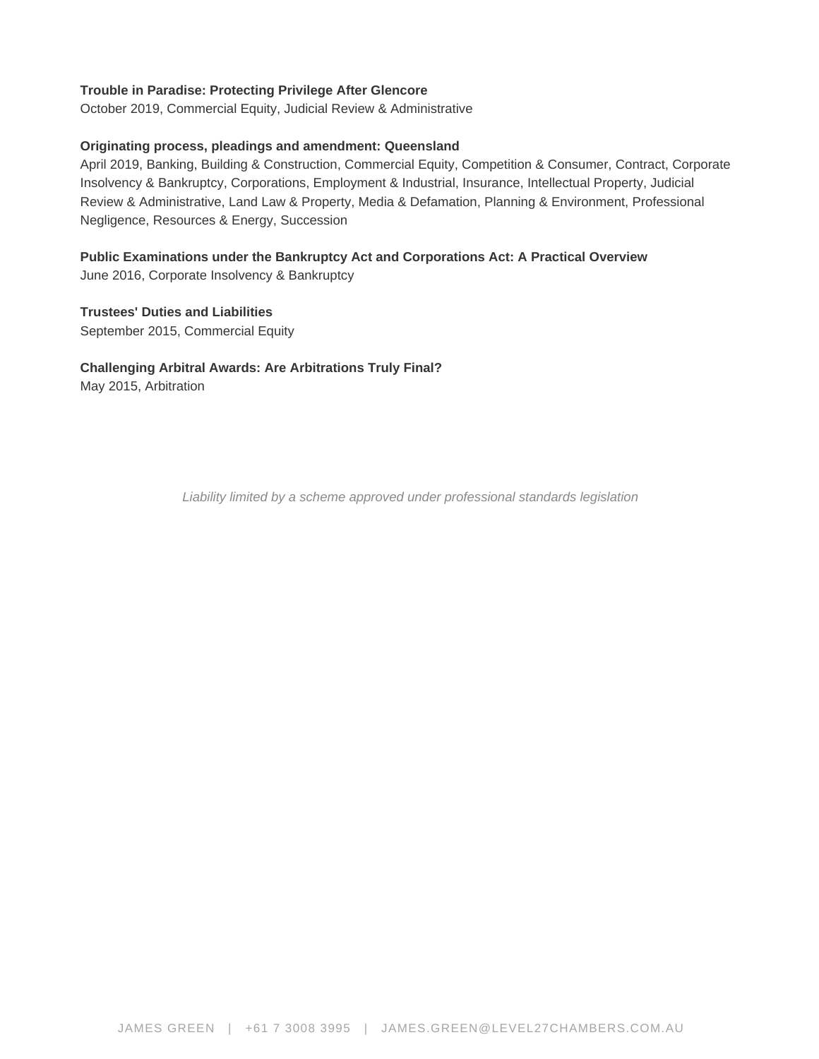**Trouble in Paradise: Protecting Privilege After Glencore**
October 2019, Commercial Equity, Judicial Review & Administrative

**Originating process, pleadings and amendment: Queensland**
April 2019, Banking, Building & Construction, Commercial Equity, Competition & Consumer, Contract, Corporate Insolvency & Bankruptcy, Corporations, Employment & Industrial, Insurance, Intellectual Property, Judicial Review & Administrative, Land Law & Property, Media & Defamation, Planning & Environment, Professional Negligence, Resources & Energy, Succession

**Public Examinations under the Bankruptcy Act and Corporations Act: A Practical Overview**
June 2016, Corporate Insolvency & Bankruptcy

**Trustees' Duties and Liabilities**
September 2015, Commercial Equity

**Challenging Arbitral Awards: Are Arbitrations Truly Final?**
May 2015, Arbitration

*Liability limited by a scheme approved under professional standards legislation*